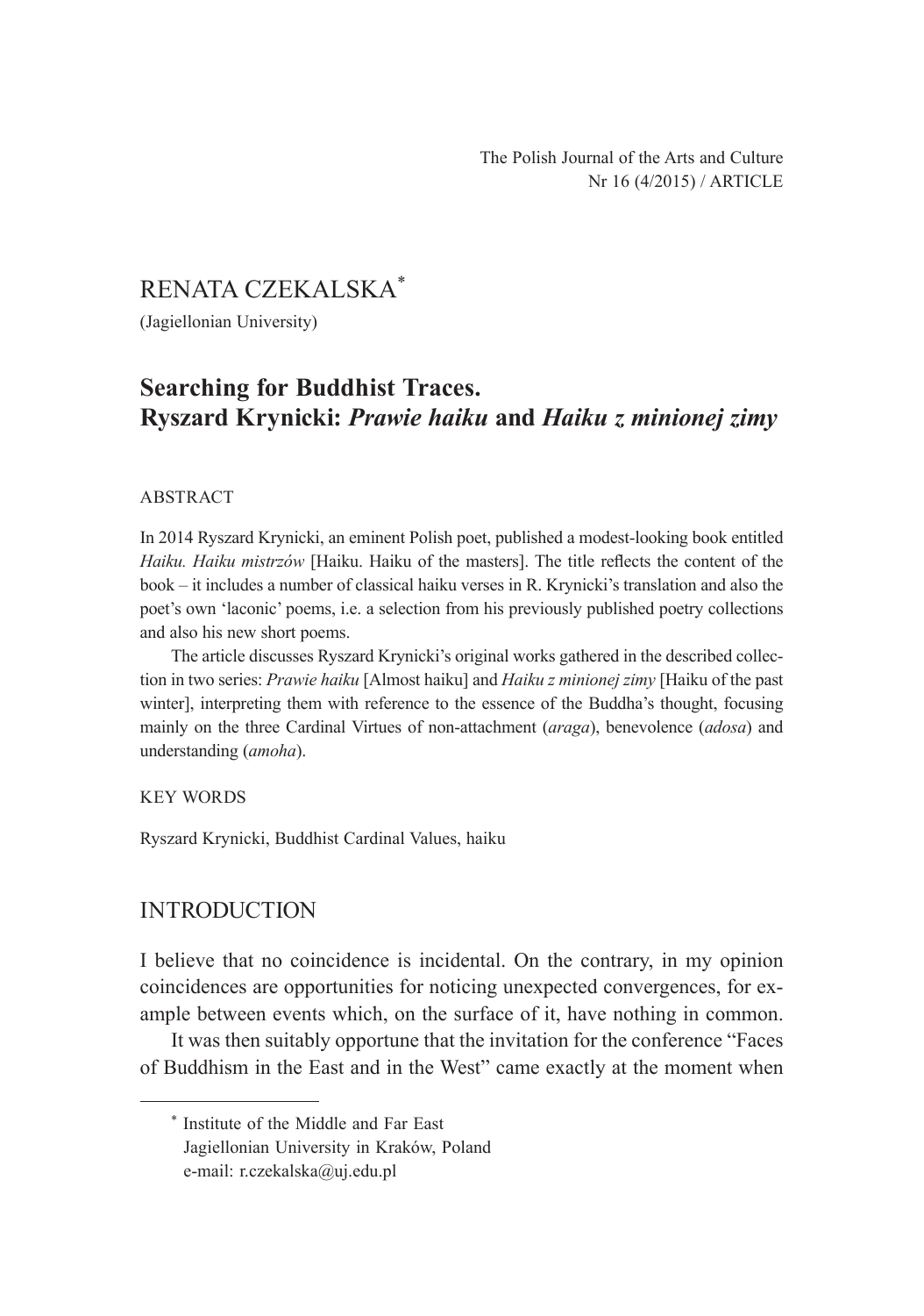The Polish Journal of the Arts and Culture
Nr 16 (4/2015) / ARTICLE

# RENATA CZEKALSKA[*]

(Jagiellonian University)

## Searching for Buddhist Traces. Ryszard Krynicki: *Prawie haiku* and *Haiku z minionej zimy*

### ABSTRACT

In 2014 Ryszard Krynicki, an eminent Polish poet, published a modest-looking book entitled *Haiku. Haiku mistrzów* [Haiku. Haiku of the masters]. The title reflects the content of the book – it includes a number of classical haiku verses in R. Krynicki's translation and also the poet's own 'laconic' poems, i.e. a selection from his previously published poetry collections and also his new short poems.

The article discusses Ryszard Krynicki's original works gathered in the described collection in two series: *Prawie haiku* [Almost haiku] and *Haiku z minionej zimy* [Haiku of the past winter], interpreting them with reference to the essence of the Buddha's thought, focusing mainly on the three Cardinal Virtues of non-attachment (*araga*), benevolence (*adosa*) and understanding (*amoha*).

### KEY WORDS

Ryszard Krynicki, Buddhist Cardinal Values, haiku

## INTRODUCTION

I believe that no coincidence is incidental. On the contrary, in my opinion coincidences are opportunities for noticing unexpected convergences, for example between events which, on the surface of it, have nothing in common.

It was then suitably opportune that the invitation for the conference "Faces of Buddhism in the East and in the West" came exactly at the moment when

---

[*] Institute of the Middle and Far East
Jagiellonian University in Kraków, Poland
e-mail: r.czekalska@uj.edu.pl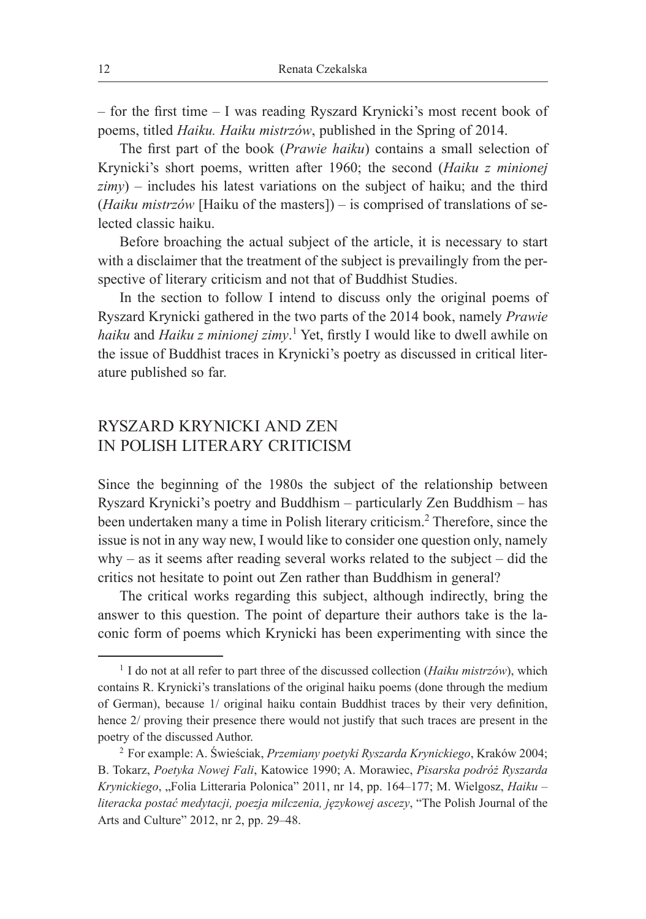– for the first time – I was reading Ryszard Krynicki's most recent book of poems, titled *Haiku. Haiku mistrzów*, published in the Spring of 2014.

The first part of the book (*Prawie haiku*) contains a small selection of Krynicki's short poems, written after 1960; the second (*Haiku z minionej zimy*) – includes his latest variations on the subject of haiku; and the third (*Haiku mistrzów* [Haiku of the masters]) – is comprised of translations of selected classic haiku.

Before broaching the actual subject of the article, it is necessary to start with a disclaimer that the treatment of the subject is prevailingly from the perspective of literary criticism and not that of Buddhist Studies.

In the section to follow I intend to discuss only the original poems of Ryszard Krynicki gathered in the two parts of the 2014 book, namely *Prawie haiku* and *Haiku z minionej zimy*.[1] Yet, firstly I would like to dwell awhile on the issue of Buddhist traces in Krynicki's poetry as discussed in critical literature published so far.

## RYSZARD KRYNICKI AND ZEN IN POLISH LITERARY CRITICISM

Since the beginning of the 1980s the subject of the relationship between Ryszard Krynicki's poetry and Buddhism – particularly Zen Buddhism – has been undertaken many a time in Polish literary criticism.[2] Therefore, since the issue is not in any way new, I would like to consider one question only, namely why – as it seems after reading several works related to the subject – did the critics not hesitate to point out Zen rather than Buddhism in general?

The critical works regarding this subject, although indirectly, bring the answer to this question. The point of departure their authors take is the laconic form of poems which Krynicki has been experimenting with since the

---

[1] I do not at all refer to part three of the discussed collection (*Haiku mistrzów*), which contains R. Krynicki's translations of the original haiku poems (done through the medium of German), because 1/ original haiku contain Buddhist traces by their very definition, hence 2/ proving their presence there would not justify that such traces are present in the poetry of the discussed Author.

[2] For example: A. Świeściak, *Przemiany poetyki Ryszarda Krynickiego*, Kraków 2004; B. Tokarz, *Poetyka Nowej Fali*, Katowice 1990; A. Morawiec, *Pisarska podróż Ryszarda Krynickiego*, „Folia Litteraria Polonica" 2011, nr 14, pp. 164–177; M. Wielgosz, *Haiku – literacka postać medytacji, poezja milczenia, językowej ascezy*, "The Polish Journal of the Arts and Culture" 2012, nr 2, pp. 29–48.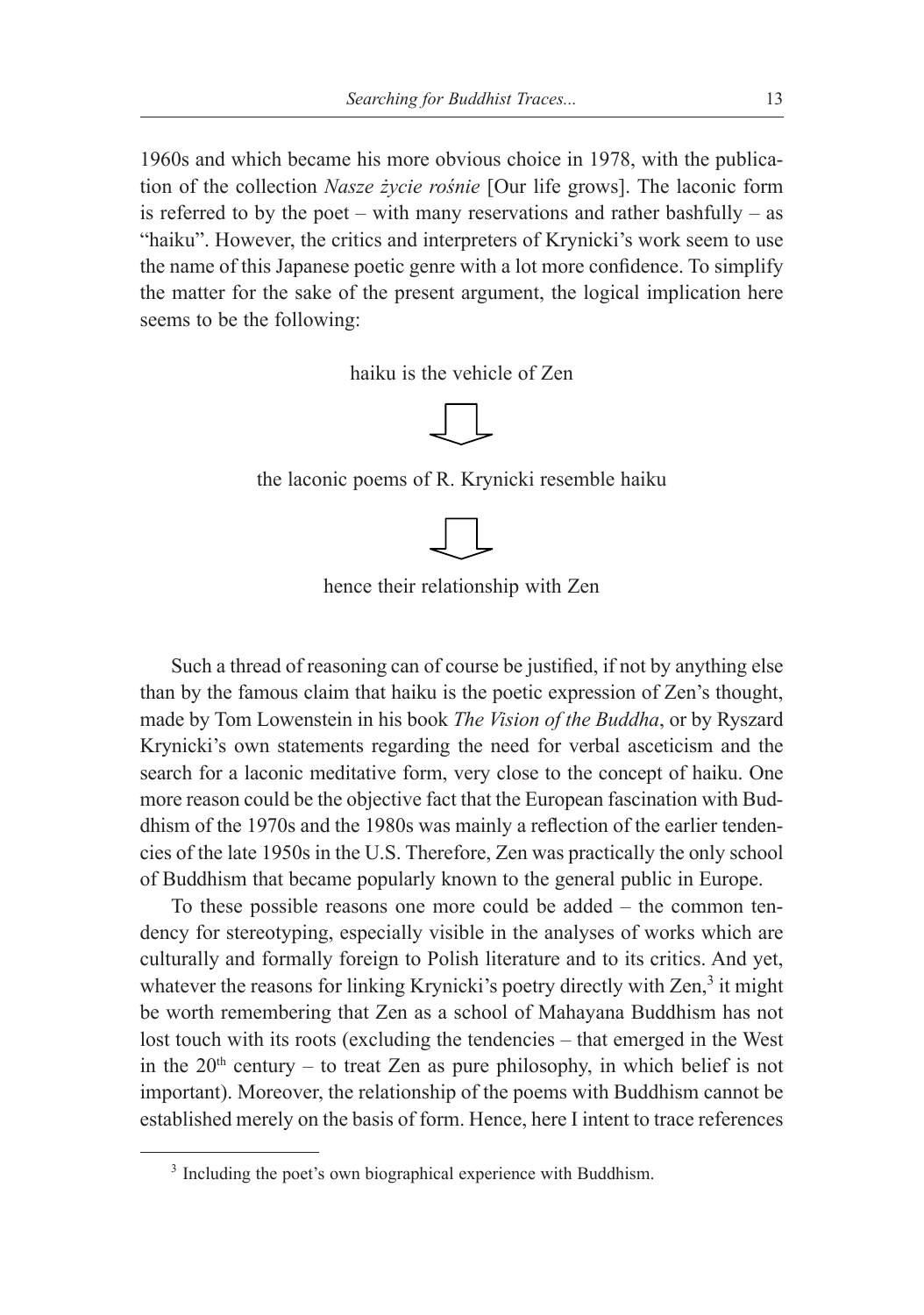1960s and which became his more obvious choice in 1978, with the publication of the collection *Nasze życie rośnie* [Our life grows]. The laconic form is referred to by the poet – with many reservations and rather bashfully – as "haiku". However, the critics and interpreters of Krynicki's work seem to use the name of this Japanese poetic genre with a lot more confidence. To simplify the matter for the sake of the present argument, the logical implication here seems to be the following:

haiku is the vehicle of Zen

⇩

the laconic poems of R. Krynicki resemble haiku

⇩

hence their relationship with Zen

Such a thread of reasoning can of course be justified, if not by anything else than by the famous claim that haiku is the poetic expression of Zen's thought, made by Tom Lowenstein in his book *The Vision of the Buddha*, or by Ryszard Krynicki's own statements regarding the need for verbal asceticism and the search for a laconic meditative form, very close to the concept of haiku. One more reason could be the objective fact that the European fascination with Buddhism of the 1970s and the 1980s was mainly a reflection of the earlier tendencies of the late 1950s in the U.S. Therefore, Zen was practically the only school of Buddhism that became popularly known to the general public in Europe.

To these possible reasons one more could be added – the common tendency for stereotyping, especially visible in the analyses of works which are culturally and formally foreign to Polish literature and to its critics. And yet, whatever the reasons for linking Krynicki's poetry directly with Zen,[3] it might be worth remembering that Zen as a school of Mahayana Buddhism has not lost touch with its roots (excluding the tendencies – that emerged in the West in the 20th century – to treat Zen as pure philosophy, in which belief is not important). Moreover, the relationship of the poems with Buddhism cannot be established merely on the basis of form. Hence, here I intent to trace references

[3] Including the poet's own biographical experience with Buddhism.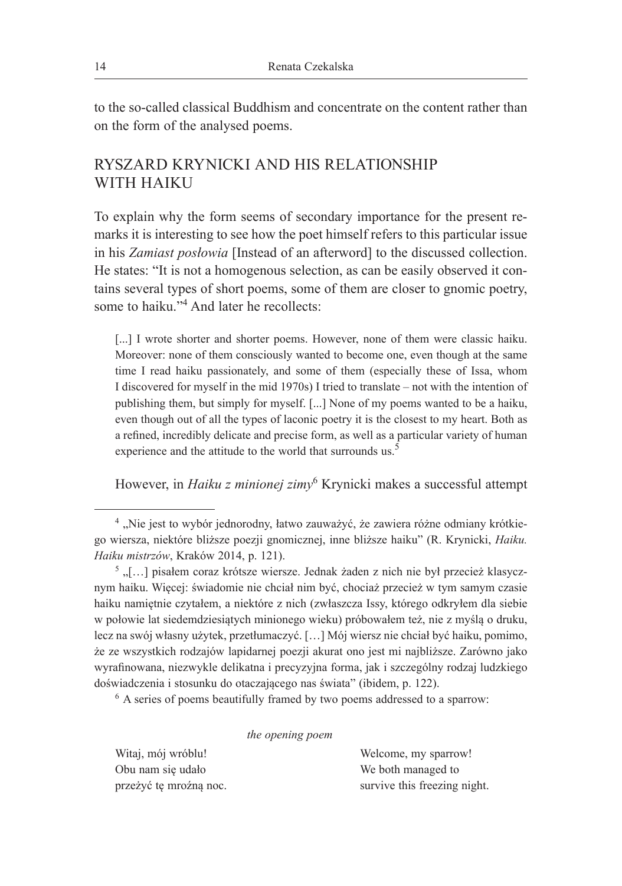to the so-called classical Buddhism and concentrate on the content rather than on the form of the analysed poems.

## RYSZARD KRYNICKI AND HIS RELATIONSHIP WITH HAIKU

To explain why the form seems of secondary importance for the present remarks it is interesting to see how the poet himself refers to this particular issue in his *Zamiast posłowia* [Instead of an afterword] to the discussed collection. He states: "It is not a homogenous selection, as can be easily observed it contains several types of short poems, some of them are closer to gnomic poetry, some to haiku."[4] And later he recollects:

> [...] I wrote shorter and shorter poems. However, none of them were classic haiku. Moreover: none of them consciously wanted to become one, even though at the same time I read haiku passionately, and some of them (especially these of Issa, whom I discovered for myself in the mid 1970s) I tried to translate – not with the intention of publishing them, but simply for myself. [...] None of my poems wanted to be a haiku, even though out of all the types of laconic poetry it is the closest to my heart. Both as a refined, incredibly delicate and precise form, as well as a particular variety of human experience and the attitude to the world that surrounds us.[5]

However, in *Haiku z minionej zimy*[6] Krynicki makes a successful attempt

---

[4] „Nie jest to wybór jednorodny, łatwo zauważyć, że zawiera różne odmiany krótkiego wiersza, niektóre bliższe poezji gnomicznej, inne bliższe haiku" (R. Krynicki, *Haiku. Haiku mistrzów*, Kraków 2014, p. 121).

[5] „[…] pisałem coraz krótsze wiersze. Jednak żaden z nich nie był przecież klasycznym haiku. Więcej: świadomie nie chciał nim być, chociaż przecież w tym samym czasie haiku namiętnie czytałem, a niektóre z nich (zwłaszcza Issy, którego odkryłem dla siebie w połowie lat siedemdziesiątych minionego wieku) próbowałem też, nie z myślą o druku, lecz na swój własny użytek, przetłumaczyć. […] Mój wiersz nie chciał być haiku, pomimo, że ze wszystkich rodzajów lapidarnej poezji akurat ono jest mi najbliższe. Zarówno jako wyrafinowana, niezwykle delikatna i precyzyjna forma, jak i szczególny rodzaj ludzkiego doświadczenia i stosunku do otaczającego nas świata" (ibidem, p. 122).

[6] A series of poems beautifully framed by two poems addressed to a sparrow:

*the opening poem*

| | |
|---|---|
| Witaj, mój wróblu!<br>Obu nam się udało<br>przeżyć tę mroźną noc. | Welcome, my sparrow!<br>We both managed to<br>survive this freezing night. |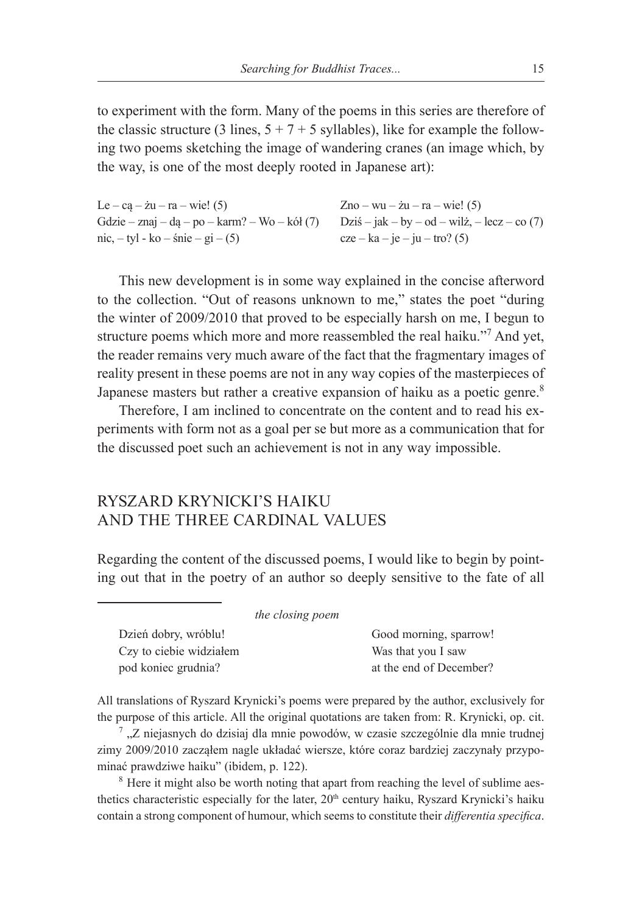to experiment with the form. Many of the poems in this series are therefore of the classic structure (3 lines, 5 + 7 + 5 syllables), like for example the following two poems sketching the image of wandering cranes (an image which, by the way, is one of the most deeply rooted in Japanese art):

| | |
|---|---|
| Le – cą – żu – ra – wie! (5) | Zno – wu – żu – ra – wie! (5) |
| Gdzie – znaj – dą – po – karm? – Wo – kół (7) | Dziś – jak – by – od – wilż, – lecz – co (7) |
| nic, – tyl - ko – śnie – gi – (5) | cze – ka – je – ju – tro? (5) |

This new development is in some way explained in the concise afterword to the collection. "Out of reasons unknown to me," states the poet "during the winter of 2009/2010 that proved to be especially harsh on me, I begun to structure poems which more and more reassembled the real haiku."[7] And yet, the reader remains very much aware of the fact that the fragmentary images of reality present in these poems are not in any way copies of the masterpieces of Japanese masters but rather a creative expansion of haiku as a poetic genre.[8]

Therefore, I am inclined to concentrate on the content and to read his experiments with form not as a goal per se but more as a communication that for the discussed poet such an achievement is not in any way impossible.

## RYSZARD KRYNICKI'S HAIKU AND THE THREE CARDINAL VALUES

Regarding the content of the discussed poems, I would like to begin by pointing out that in the poetry of an author so deeply sensitive to the fate of all

---

*the closing poem*

| | |
|---|---|
| Dzień dobry, wróblu! | Good morning, sparrow! |
| Czy to ciebie widziałem | Was that you I saw |
| pod koniec grudnia? | at the end of December? |

All translations of Ryszard Krynicki's poems were prepared by the author, exclusively for the purpose of this article. All the original quotations are taken from: R. Krynicki, op. cit.

[7] „Z niejasnych do dzisiaj dla mnie powodów, w czasie szczególnie dla mnie trudnej zimy 2009/2010 zacząłem nagle układać wiersze, które coraz bardziej zaczynały przypominać prawdziwe haiku" (ibidem, p. 122).

[8] Here it might also be worth noting that apart from reaching the level of sublime aesthetics characteristic especially for the later, 20th century haiku, Ryszard Krynicki's haiku contain a strong component of humour, which seems to constitute their *differentia specifica*.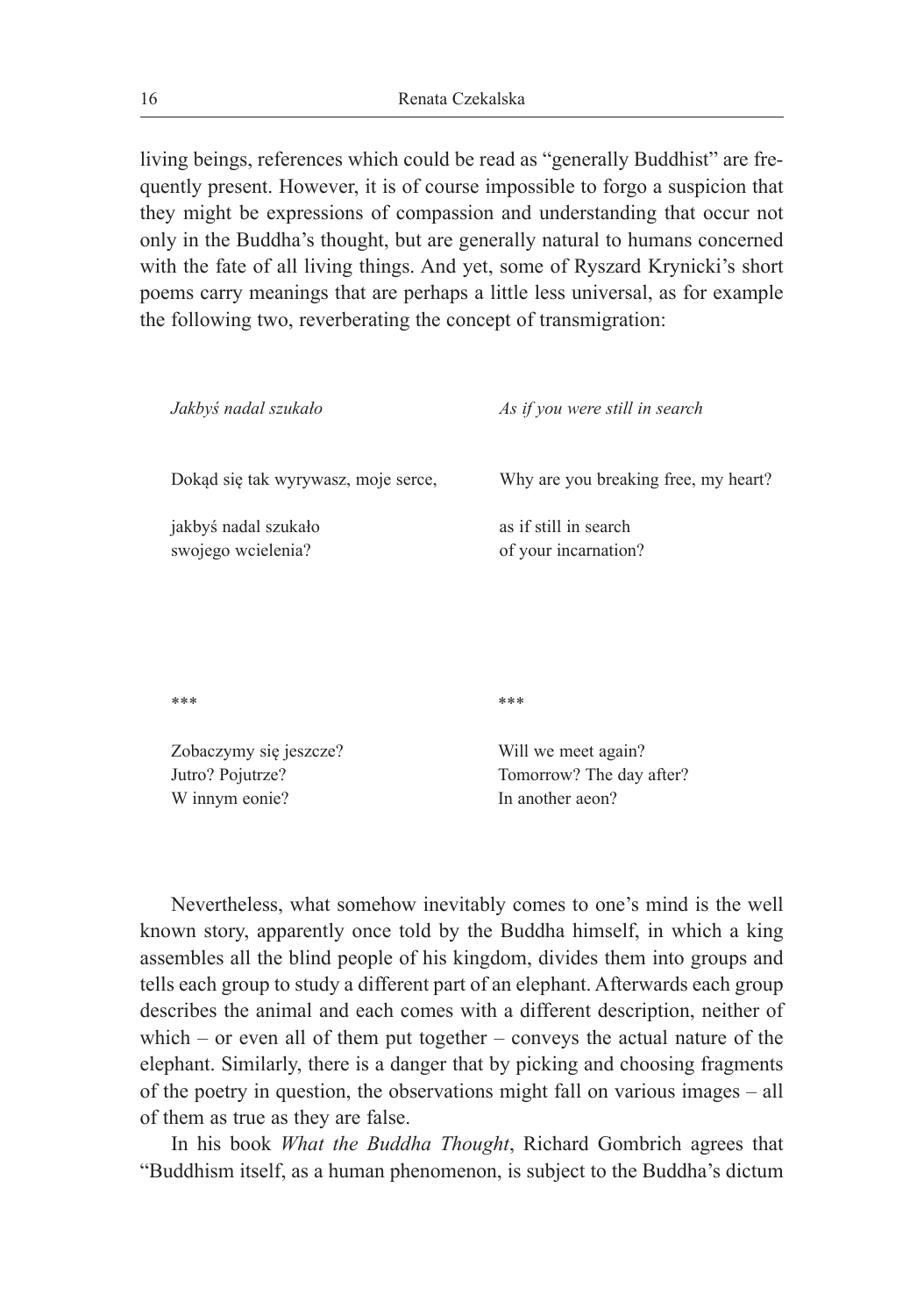living beings, references which could be read as "generally Buddhist" are frequently present. However, it is of course impossible to forgo a suspicion that they might be expressions of compassion and understanding that occur not only in the Buddha's thought, but are generally natural to humans concerned with the fate of all living things. And yet, some of Ryszard Krynicki's short poems carry meanings that are perhaps a little less universal, as for example the following two, reverberating the concept of transmigration:

| | |
|---|---|
| *Jakbyś nadal szukało* | *As if you were still in search* |
| Dokąd się tak wyrywasz, moje serce, | Why are you breaking free, my heart? |
| jakbyś nadal szukało<br>swojego wcielenia? | as if still in search<br>of your incarnation? |

| | |
|---|---|
| *** | *** |
| Zobaczymy się jeszcze?<br>Jutro? Pojutrze?<br>W innym eonie? | Will we meet again?<br>Tomorrow? The day after?<br>In another aeon? |

Nevertheless, what somehow inevitably comes to one's mind is the well known story, apparently once told by the Buddha himself, in which a king assembles all the blind people of his kingdom, divides them into groups and tells each group to study a different part of an elephant. Afterwards each group describes the animal and each comes with a different description, neither of which – or even all of them put together – conveys the actual nature of the elephant. Similarly, there is a danger that by picking and choosing fragments of the poetry in question, the observations might fall on various images – all of them as true as they are false.

In his book *What the Buddha Thought*, Richard Gombrich agrees that "Buddhism itself, as a human phenomenon, is subject to the Buddha's dictum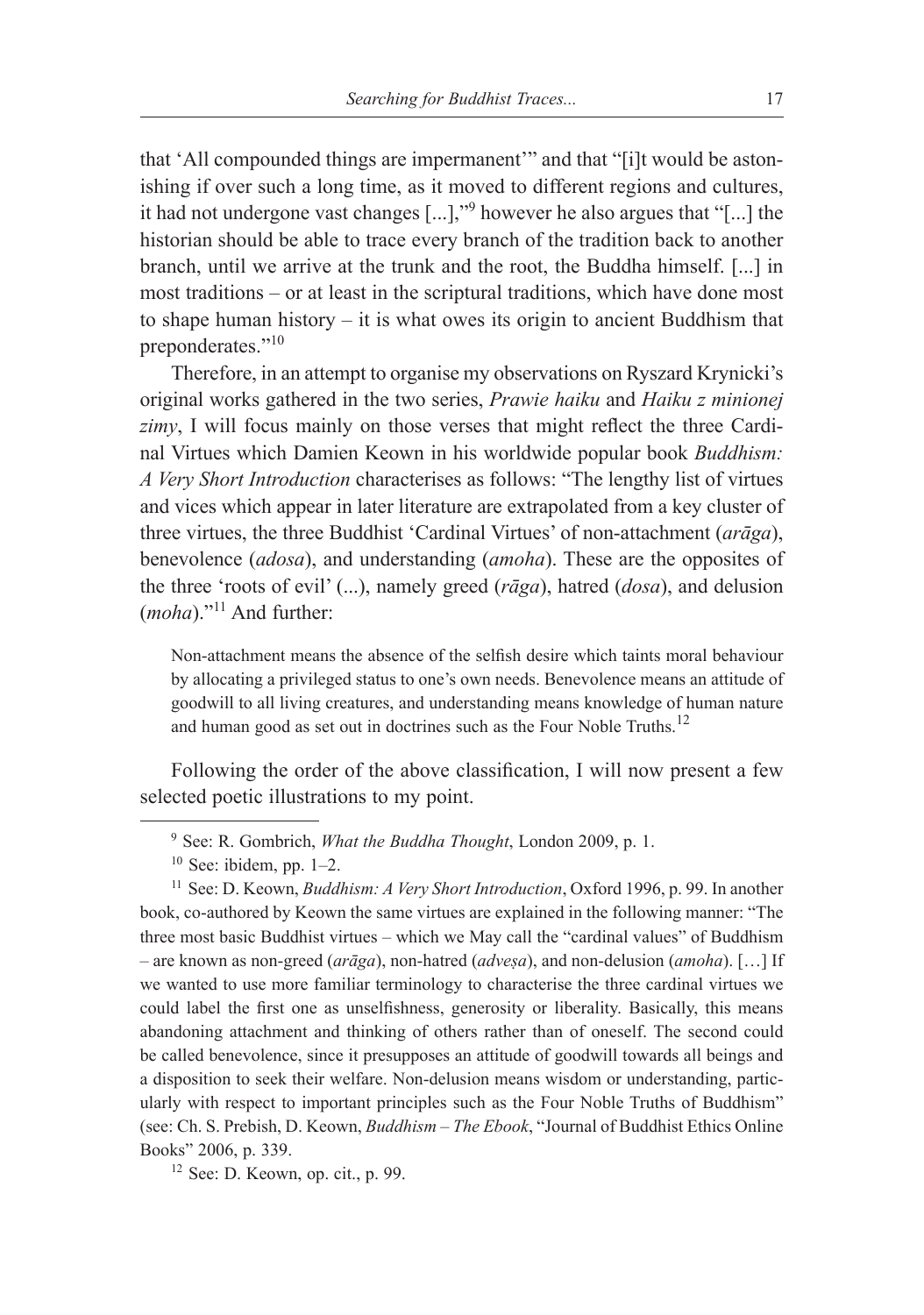that 'All compounded things are impermanent'" and that "[i]t would be astonishing if over such a long time, as it moved to different regions and cultures, it had not undergone vast changes [...],"[9] however he also argues that "[...] the historian should be able to trace every branch of the tradition back to another branch, until we arrive at the trunk and the root, the Buddha himself. [...] in most traditions – or at least in the scriptural traditions, which have done most to shape human history – it is what owes its origin to ancient Buddhism that preponderates."[10]

Therefore, in an attempt to organise my observations on Ryszard Krynicki's original works gathered in the two series, *Prawie haiku* and *Haiku z minionej zimy*, I will focus mainly on those verses that might reflect the three Cardinal Virtues which Damien Keown in his worldwide popular book *Buddhism: A Very Short Introduction* characterises as follows: "The lengthy list of virtues and vices which appear in later literature are extrapolated from a key cluster of three virtues, the three Buddhist 'Cardinal Virtues' of non-attachment (*arāga*), benevolence (*adosa*), and understanding (*amoha*). These are the opposites of the three 'roots of evil' (...), namely greed (*rāga*), hatred (*dosa*), and delusion (*moha*)."[11] And further:

> Non-attachment means the absence of the selfish desire which taints moral behaviour by allocating a privileged status to one's own needs. Benevolence means an attitude of goodwill to all living creatures, and understanding means knowledge of human nature and human good as set out in doctrines such as the Four Noble Truths.[12]

Following the order of the above classification, I will now present a few selected poetic illustrations to my point.

---

[9] See: R. Gombrich, *What the Buddha Thought*, London 2009, p. 1.

[10] See: ibidem, pp. 1–2.

[11] See: D. Keown, *Buddhism: A Very Short Introduction*, Oxford 1996, p. 99. In another book, co-authored by Keown the same virtues are explained in the following manner: "The three most basic Buddhist virtues – which we May call the "cardinal values" of Buddhism – are known as non-greed (*arāga*), non-hatred (*adveṣa*), and non-delusion (*amoha*). […] If we wanted to use more familiar terminology to characterise the three cardinal virtues we could label the first one as unselfishness, generosity or liberality. Basically, this means abandoning attachment and thinking of others rather than of oneself. The second could be called benevolence, since it presupposes an attitude of goodwill towards all beings and a disposition to seek their welfare. Non-delusion means wisdom or understanding, particularly with respect to important principles such as the Four Noble Truths of Buddhism" (see: Ch. S. Prebish, D. Keown, *Buddhism – The Ebook*, "Journal of Buddhist Ethics Online Books" 2006, p. 339.

[12] See: D. Keown, op. cit., p. 99.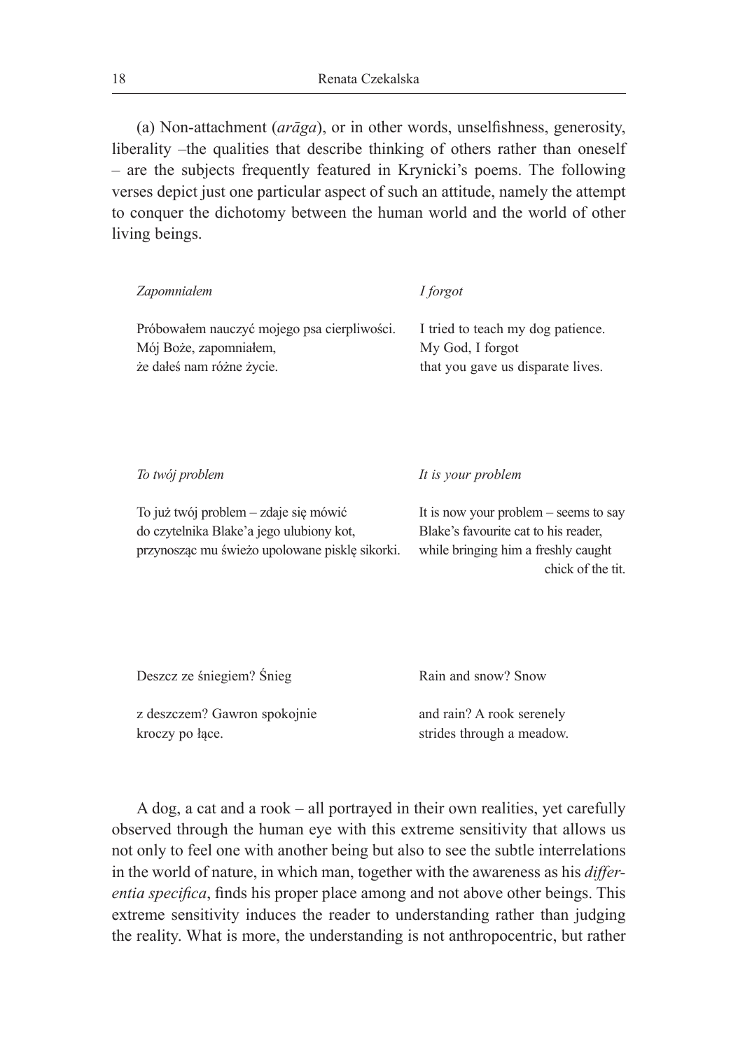(a) Non-attachment (*arāga*), or in other words, unselfishness, generosity, liberality –the qualities that describe thinking of others rather than oneself – are the subjects frequently featured in Krynicki's poems. The following verses depict just one particular aspect of such an attitude, namely the attempt to conquer the dichotomy between the human world and the world of other living beings.

| | |
|---|---|
| *Zapomniałem* | *I forgot* |
| Próbowałem nauczyć mojego psa cierpliwości.<br>Mój Boże, zapomniałem,<br>że dałeś nam różne życie. | I tried to teach my dog patience.<br>My God, I forgot<br>that you gave us disparate lives. |

| | |
|---|---|
| *To twój problem* | *It is your problem* |
| To już twój problem – zdaje się mówić<br>do czytelnika Blake'a jego ulubiony kot,<br>przynosząc mu świeżo upolowane pisklę sikorki. | It is now your problem – seems to say<br>Blake's favourite cat to his reader,<br>while bringing him a freshly caught chick of the tit. |

| | |
|---|---|
| Deszcz ze śniegiem? Śnieg | Rain and snow? Snow |
| z deszczem? Gawron spokojnie<br>kroczy po łące. | and rain? A rook serenely<br>strides through a meadow. |

A dog, a cat and a rook – all portrayed in their own realities, yet carefully observed through the human eye with this extreme sensitivity that allows us not only to feel one with another being but also to see the subtle interrelations in the world of nature, in which man, together with the awareness as his *differentia specifica*, finds his proper place among and not above other beings. This extreme sensitivity induces the reader to understanding rather than judging the reality. What is more, the understanding is not anthropocentric, but rather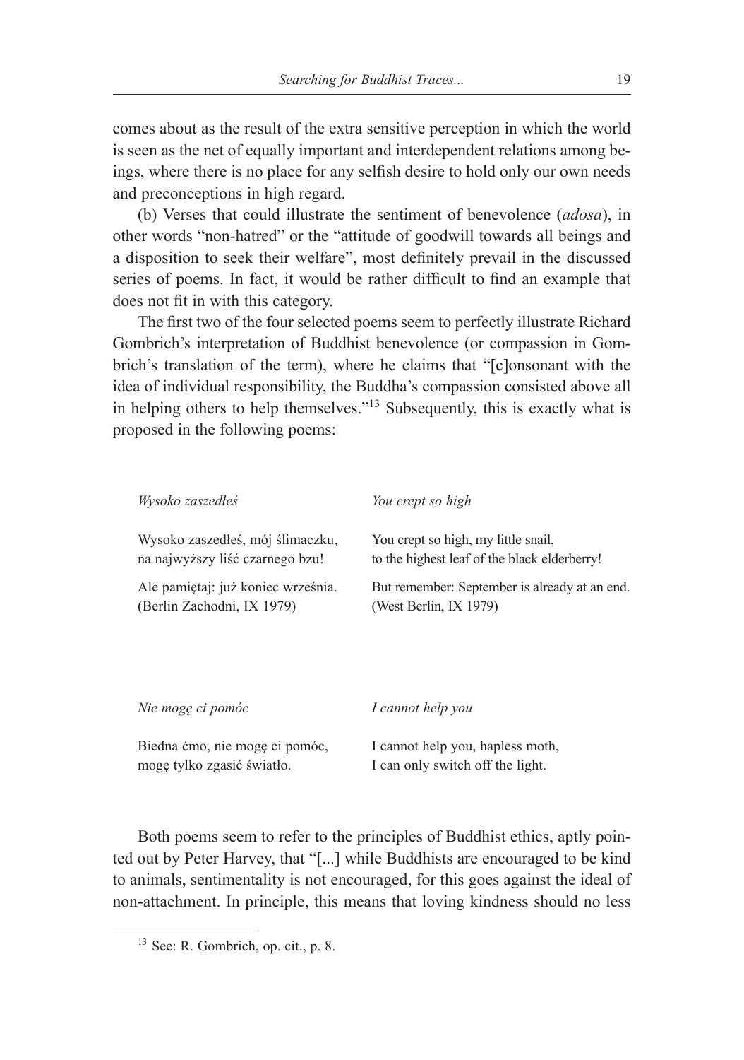comes about as the result of the extra sensitive perception in which the world is seen as the net of equally important and interdependent relations among beings, where there is no place for any selfish desire to hold only our own needs and preconceptions in high regard.

(b) Verses that could illustrate the sentiment of benevolence (*adosa*), in other words "non-hatred" or the "attitude of goodwill towards all beings and a disposition to seek their welfare", most definitely prevail in the discussed series of poems. In fact, it would be rather difficult to find an example that does not fit in with this category.

The first two of the four selected poems seem to perfectly illustrate Richard Gombrich's interpretation of Buddhist benevolence (or compassion in Gombrich's translation of the term), where he claims that "[c]onsonant with the idea of individual responsibility, the Buddha's compassion consisted above all in helping others to help themselves."[13] Subsequently, this is exactly what is proposed in the following poems:

| | |
|---|---|
| *Wysoko zaszedłeś* | *You crept so high* |
| Wysoko zaszedłeś, mój ślimaczku,<br>na najwyższy liść czarnego bzu! | You crept so high, my little snail,<br>to the highest leaf of the black elderberry! |
| Ale pamiętaj: już koniec września.<br>(Berlin Zachodni, IX 1979) | But remember: September is already at an end.<br>(West Berlin, IX 1979) |

| | |
|---|---|
| *Nie mogę ci pomóc* | *I cannot help you* |
| Biedna ćmo, nie mogę ci pomóc,<br>mogę tylko zgasić światło. | I cannot help you, hapless moth,<br>I can only switch off the light. |

Both poems seem to refer to the principles of Buddhist ethics, aptly pointed out by Peter Harvey, that "[...] while Buddhists are encouraged to be kind to animals, sentimentality is not encouraged, for this goes against the ideal of non-attachment. In principle, this means that loving kindness should no less

[13] See: R. Gombrich, op. cit., p. 8.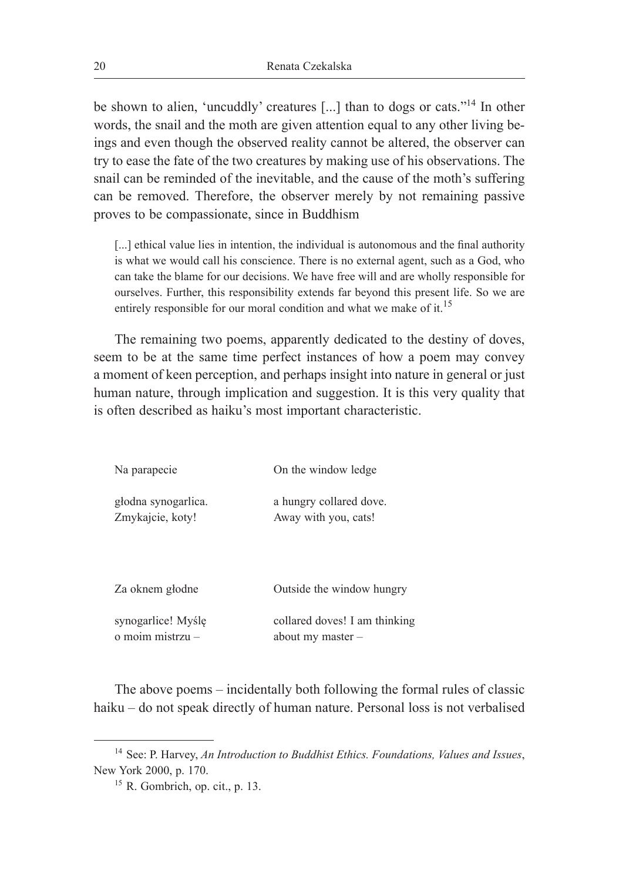be shown to alien, 'uncuddly' creatures [...] than to dogs or cats."[14] In other words, the snail and the moth are given attention equal to any other living beings and even though the observed reality cannot be altered, the observer can try to ease the fate of the two creatures by making use of his observations. The snail can be reminded of the inevitable, and the cause of the moth's suffering can be removed. Therefore, the observer merely by not remaining passive proves to be compassionate, since in Buddhism

> [...] ethical value lies in intention, the individual is autonomous and the final authority is what we would call his conscience. There is no external agent, such as a God, who can take the blame for our decisions. We have free will and are wholly responsible for ourselves. Further, this responsibility extends far beyond this present life. So we are entirely responsible for our moral condition and what we make of it.[15]

The remaining two poems, apparently dedicated to the destiny of doves, seem to be at the same time perfect instances of how a poem may convey a moment of keen perception, and perhaps insight into nature in general or just human nature, through implication and suggestion. It is this very quality that is often described as haiku's most important characteristic.

| | |
|---|---|
| Na parapecie | On the window ledge |
| głodna synogarlica. | a hungry collared dove. |
| Zmykajcie, koty! | Away with you, cats! |

| | |
|---|---|
| Za oknem głodne | Outside the window hungry |
| synogarlice! Myślę | collared doves! I am thinking |
| o moim mistrzu – | about my master – |

The above poems – incidentally both following the formal rules of classic haiku – do not speak directly of human nature. Personal loss is not verbalised

[14] See: P. Harvey, *An Introduction to Buddhist Ethics. Foundations, Values and Issues*, New York 2000, p. 170.

[15] R. Gombrich, op. cit., p. 13.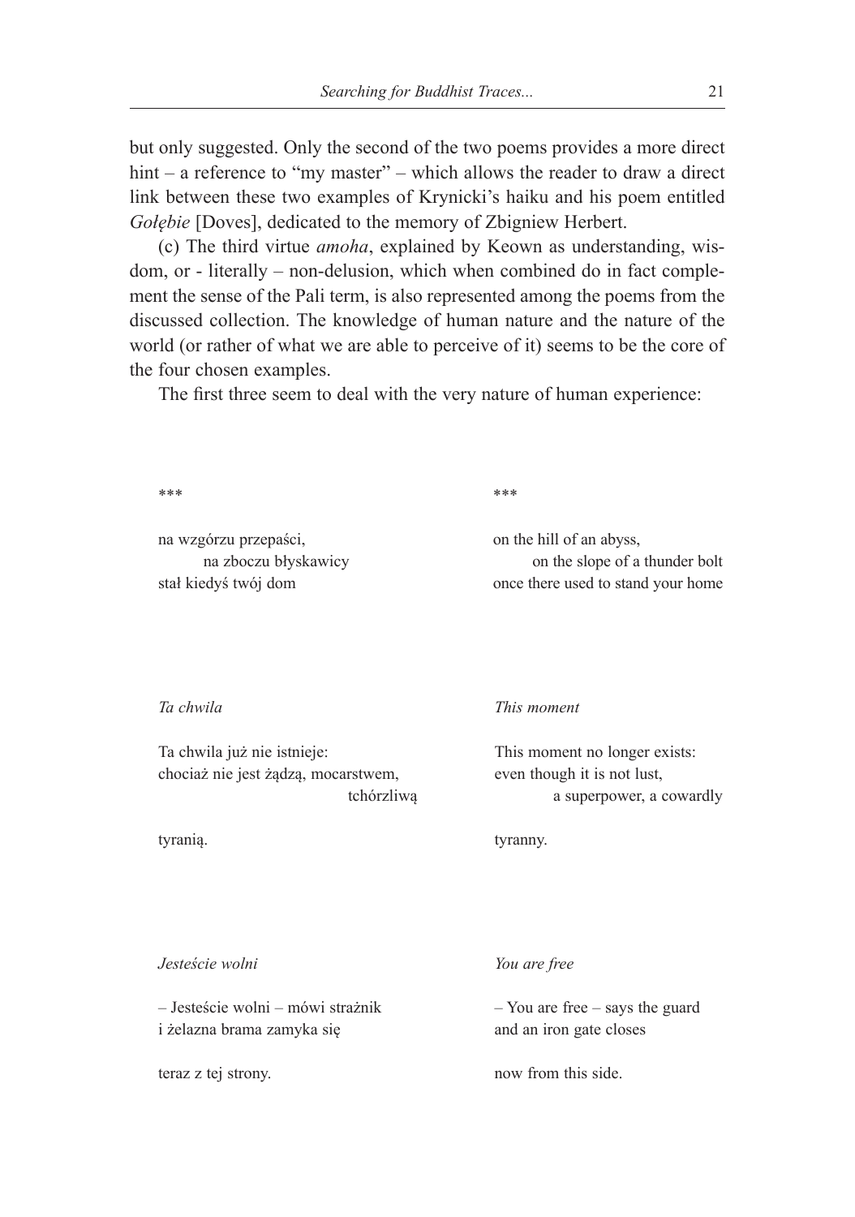but only suggested. Only the second of the two poems provides a more direct hint – a reference to "my master" – which allows the reader to draw a direct link between these two examples of Krynicki's haiku and his poem entitled *Gołębie* [Doves], dedicated to the memory of Zbigniew Herbert.

(c) The third virtue *amoha*, explained by Keown as understanding, wisdom, or - literally – non-delusion, which when combined do in fact complement the sense of the Pali term, is also represented among the poems from the discussed collection. The knowledge of human nature and the nature of the world (or rather of what we are able to perceive of it) seems to be the core of the four chosen examples.

The first three seem to deal with the very nature of human experience:

| | |
|---|---|
| \*\*\* | \*\*\* |
| na wzgórzu przepaści,<br>    na zboczu błyskawicy<br>stał kiedyś twój dom | on the hill of an abyss,<br>    on the slope of a thunder bolt<br>once there used to stand your home |
| *Ta chwila* | *This moment* |
| Ta chwila już nie istnieje:<br>chociaż nie jest żądzą, mocarstwem,<br>    tchórzliwą<br><br>tyranią. | This moment no longer exists:<br>even though it is not lust,<br>    a superpower, a cowardly<br><br>tyranny. |
| *Jesteście wolni* | *You are free* |
| – Jesteście wolni – mówi strażnik<br>i żelazna brama zamyka się<br><br>teraz z tej strony. | – You are free – says the guard<br>and an iron gate closes<br><br>now from this side. |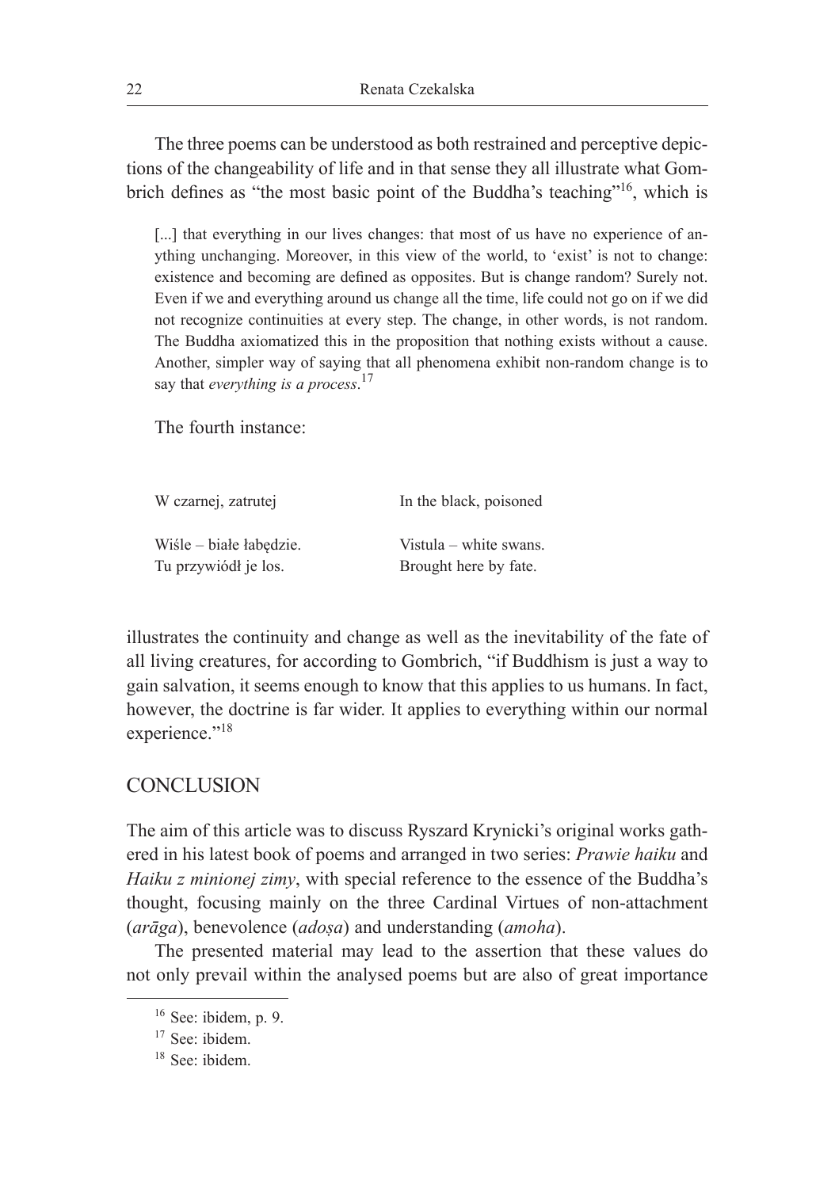The three poems can be understood as both restrained and perceptive depictions of the changeability of life and in that sense they all illustrate what Gombrich defines as "the most basic point of the Buddha's teaching"[16], which is

> [...] that everything in our lives changes: that most of us have no experience of anything unchanging. Moreover, in this view of the world, to 'exist' is not to change: existence and becoming are defined as opposites. But is change random? Surely not. Even if we and everything around us change all the time, life could not go on if we did not recognize continuities at every step. The change, in other words, is not random. The Buddha axiomatized this in the proposition that nothing exists without a cause. Another, simpler way of saying that all phenomena exhibit non-random change is to say that *everything is a process*.[17]

The fourth instance:

| | |
|---|---|
| W czarnej, zatrutej | In the black, poisoned |
| | |
| Wiśle – białe łabędzie. | Vistula – white swans. |
| Tu przywiódł je los. | Brought here by fate. |

illustrates the continuity and change as well as the inevitability of the fate of all living creatures, for according to Gombrich, "if Buddhism is just a way to gain salvation, it seems enough to know that this applies to us humans. In fact, however, the doctrine is far wider. It applies to everything within our normal experience."[18]

## CONCLUSION

The aim of this article was to discuss Ryszard Krynicki's original works gathered in his latest book of poems and arranged in two series: *Prawie haiku* and *Haiku z minionej zimy*, with special reference to the essence of the Buddha's thought, focusing mainly on the three Cardinal Virtues of non-attachment (*arāga*), benevolence (*adoṣa*) and understanding (*amoha*).

The presented material may lead to the assertion that these values do not only prevail within the analysed poems but are also of great importance

[16] See: ibidem, p. 9.

[17] See: ibidem.

[18] See: ibidem.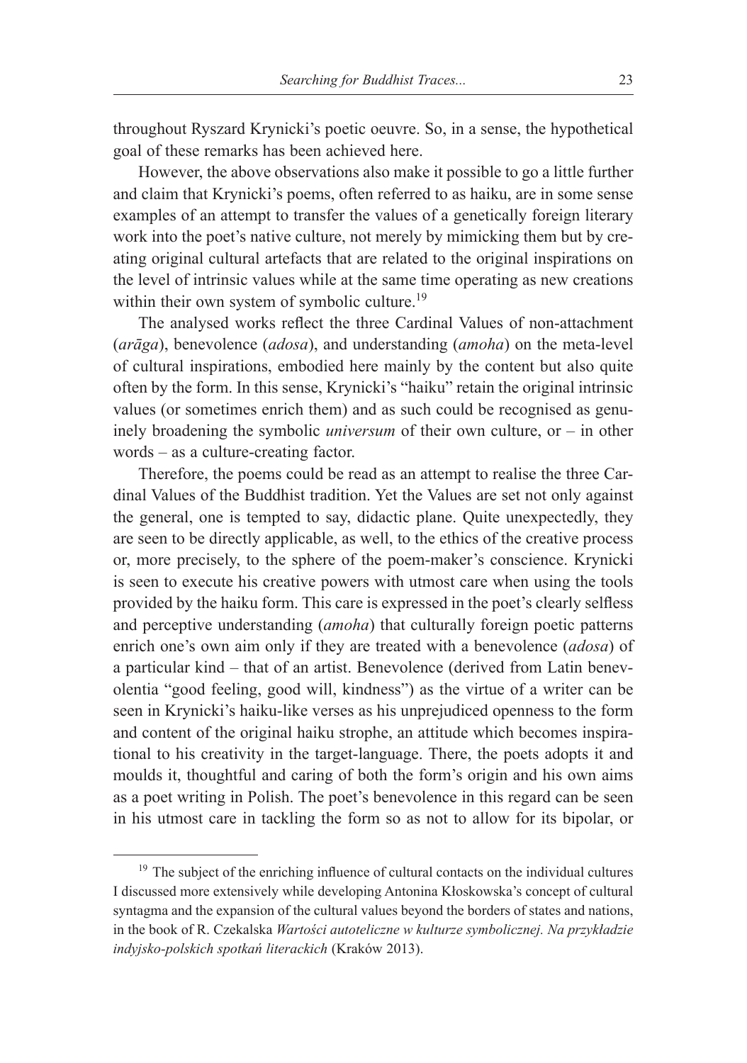throughout Ryszard Krynicki's poetic oeuvre. So, in a sense, the hypothetical goal of these remarks has been achieved here.

However, the above observations also make it possible to go a little further and claim that Krynicki's poems, often referred to as haiku, are in some sense examples of an attempt to transfer the values of a genetically foreign literary work into the poet's native culture, not merely by mimicking them but by creating original cultural artefacts that are related to the original inspirations on the level of intrinsic values while at the same time operating as new creations within their own system of symbolic culture.[19]

The analysed works reflect the three Cardinal Values of non-attachment (*arāga*), benevolence (*adosa*), and understanding (*amoha*) on the meta-level of cultural inspirations, embodied here mainly by the content but also quite often by the form. In this sense, Krynicki's "haiku" retain the original intrinsic values (or sometimes enrich them) and as such could be recognised as genuinely broadening the symbolic *universum* of their own culture, or – in other words – as a culture-creating factor.

Therefore, the poems could be read as an attempt to realise the three Cardinal Values of the Buddhist tradition. Yet the Values are set not only against the general, one is tempted to say, didactic plane. Quite unexpectedly, they are seen to be directly applicable, as well, to the ethics of the creative process or, more precisely, to the sphere of the poem-maker's conscience. Krynicki is seen to execute his creative powers with utmost care when using the tools provided by the haiku form. This care is expressed in the poet's clearly selfless and perceptive understanding (*amoha*) that culturally foreign poetic patterns enrich one's own aim only if they are treated with a benevolence (*adosa*) of a particular kind – that of an artist. Benevolence (derived from Latin benevolentia "good feeling, good will, kindness") as the virtue of a writer can be seen in Krynicki's haiku-like verses as his unprejudiced openness to the form and content of the original haiku strophe, an attitude which becomes inspirational to his creativity in the target-language. There, the poets adopts it and moulds it, thoughtful and caring of both the form's origin and his own aims as a poet writing in Polish. The poet's benevolence in this regard can be seen in his utmost care in tackling the form so as not to allow for its bipolar, or

[19] The subject of the enriching influence of cultural contacts on the individual cultures I discussed more extensively while developing Antonina Kłoskowska's concept of cultural syntagma and the expansion of the cultural values beyond the borders of states and nations, in the book of R. Czekalska *Wartości autoteliczne w kulturze symbolicznej. Na przykładzie indyjsko-polskich spotkań literackich* (Kraków 2013).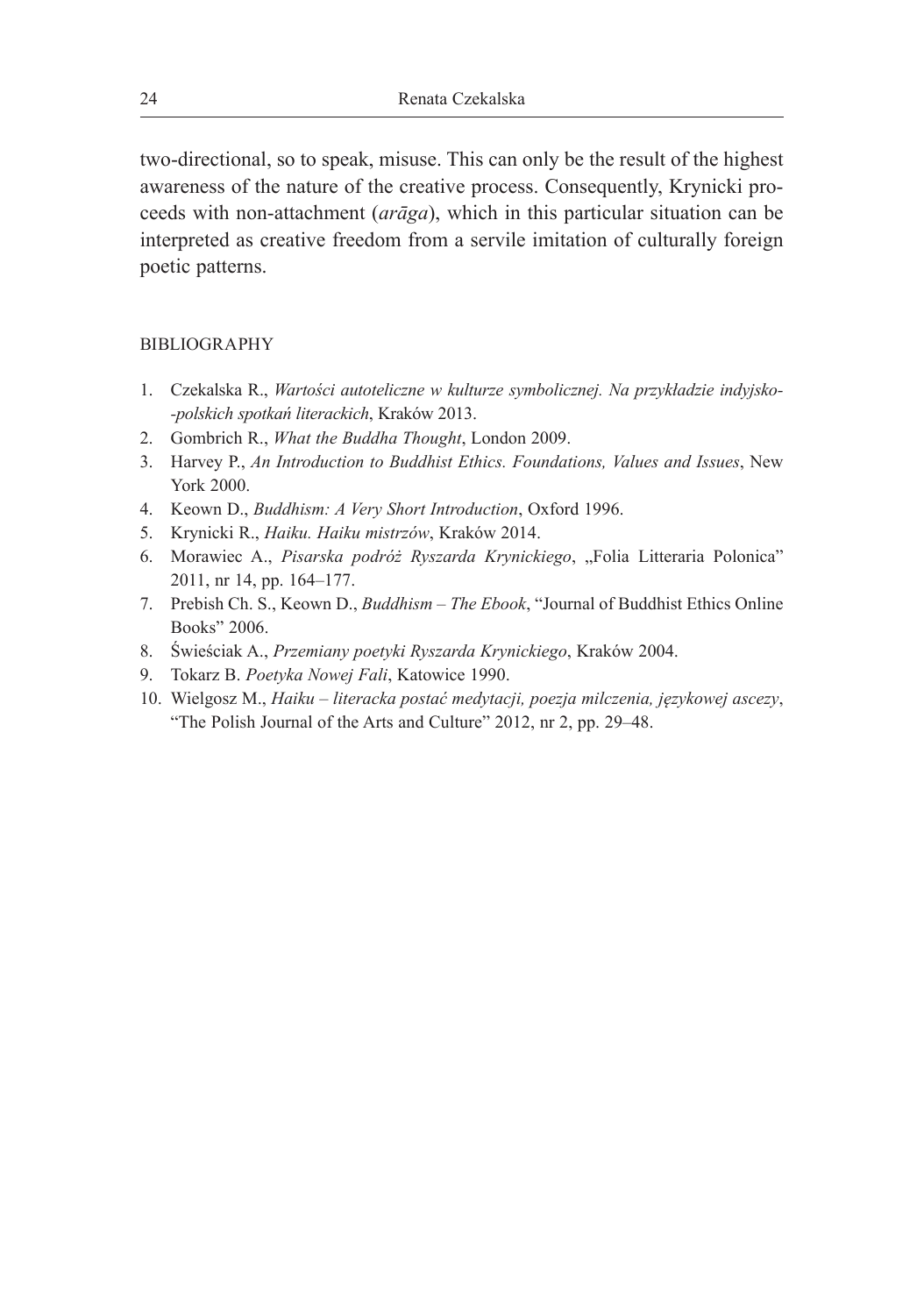two-directional, so to speak, misuse. This can only be the result of the highest awareness of the nature of the creative process. Consequently, Krynicki proceeds with non-attachment (*arāga*), which in this particular situation can be interpreted as creative freedom from a servile imitation of culturally foreign poetic patterns.

## BIBLIOGRAPHY

1. Czekalska R., *Wartości autoteliczne w kulturze symbolicznej. Na przykładzie indyjsko--polskich spotkań literackich*, Kraków 2013.
2. Gombrich R., *What the Buddha Thought*, London 2009.
3. Harvey P., *An Introduction to Buddhist Ethics. Foundations, Values and Issues*, New York 2000.
4. Keown D., *Buddhism: A Very Short Introduction*, Oxford 1996.
5. Krynicki R., *Haiku. Haiku mistrzów*, Kraków 2014.
6. Morawiec A., *Pisarska podróż Ryszarda Krynickiego*, „Folia Litteraria Polonica" 2011, nr 14, pp. 164–177.
7. Prebish Ch. S., Keown D., *Buddhism – The Ebook*, "Journal of Buddhist Ethics Online Books" 2006.
8. Świeściak A., *Przemiany poetyki Ryszarda Krynickiego*, Kraków 2004.
9. Tokarz B. *Poetyka Nowej Fali*, Katowice 1990.
10. Wielgosz M., *Haiku – literacka postać medytacji, poezja milczenia, językowej ascezy*, "The Polish Journal of the Arts and Culture" 2012, nr 2, pp. 29–48.